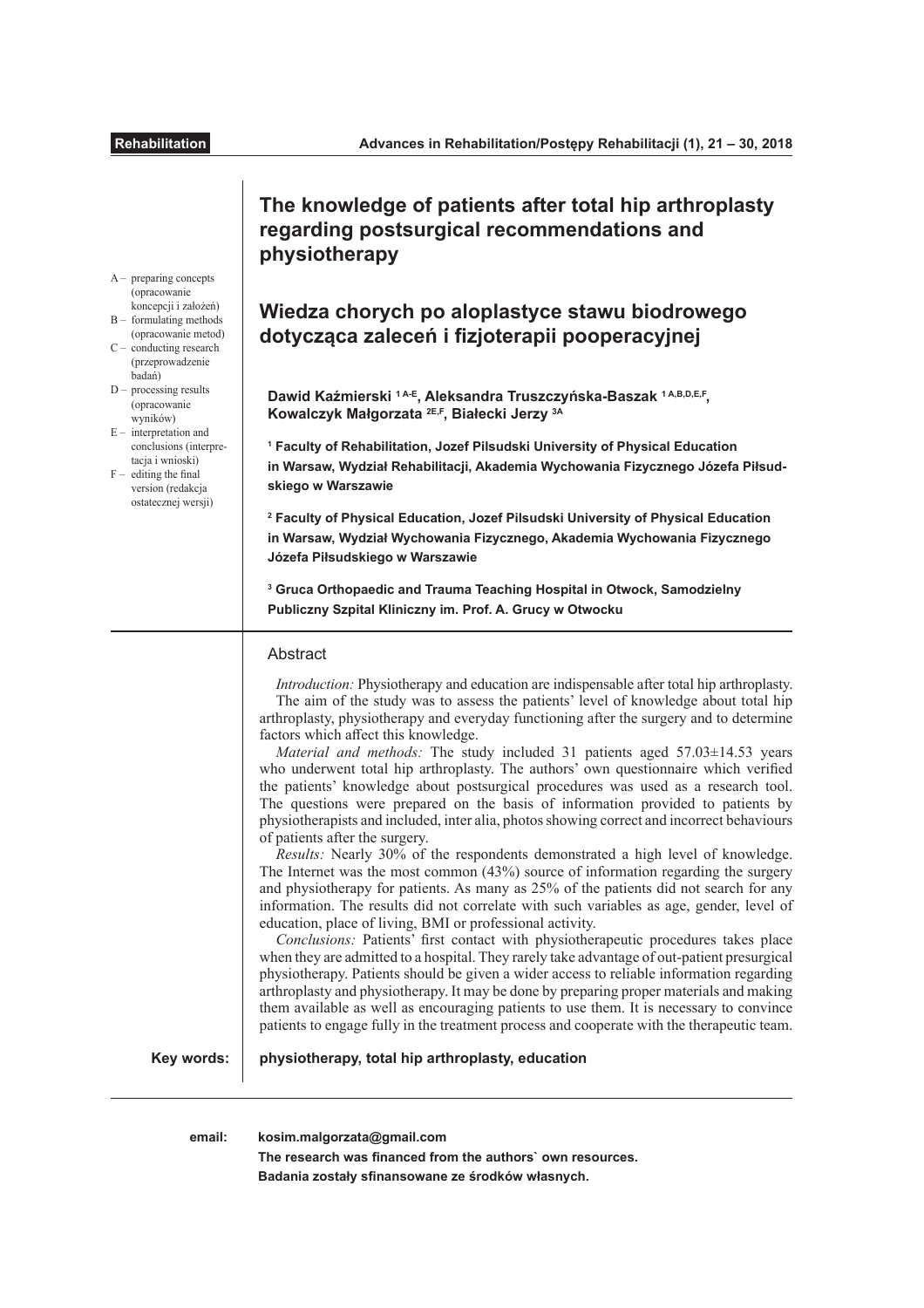Rehabilitation

# The knowledge of patients after total hip arthroplasty regarding postsurgical recommendations and physiotherapy

# Wiedza chorych po aloplastyce stawu biodrowego dotycząca zaleceń i fizjoterapii pooperacyjnej

A – preparing concepts (opracowanie koncepcji i założeń)
B – formulating methods (opracowanie metod)
C – conducting research (przeprowadzenie badań)
D – processing results (opracowanie wyników)
E – interpretation and conclusions (interpretacja i wnioski)
F – editing the final version (redakcja ostatecznej wersji)

**Dawid Kaźmierski [1 A-E], Aleksandra Truszczyńska-Baszak [1 A,B,D,E,F], Kowalczyk Małgorzata [2E,F], Białecki Jerzy [3A]**

**[1] Faculty of Rehabilitation, Jozef Pilsudski University of Physical Education in Warsaw, Wydział Rehabilitacji, Akademia Wychowania Fizycznego Józefa Piłsudskiego w Warszawie**

**[2] Faculty of Physical Education, Jozef Pilsudski University of Physical Education in Warsaw, Wydział Wychowania Fizycznego, Akademia Wychowania Fizycznego Józefa Piłsudskiego w Warszawie**

**[3] Gruca Orthopaedic and Trauma Teaching Hospital in Otwock, Samodzielny Publiczny Szpital Kliniczny im. Prof. A. Grucy w Otwocku**

## Abstract

*Introduction:* Physiotherapy and education are indispensable after total hip arthroplasty. The aim of the study was to assess the patients' level of knowledge about total hip arthroplasty, physiotherapy and everyday functioning after the surgery and to determine factors which affect this knowledge.

*Material and methods:* The study included 31 patients aged 57.03±14.53 years who underwent total hip arthroplasty. The authors' own questionnaire which verified the patients' knowledge about postsurgical procedures was used as a research tool. The questions were prepared on the basis of information provided to patients by physiotherapists and included, inter alia, photos showing correct and incorrect behaviours of patients after the surgery.

*Results:* Nearly 30% of the respondents demonstrated a high level of knowledge. The Internet was the most common (43%) source of information regarding the surgery and physiotherapy for patients. As many as 25% of the patients did not search for any information. The results did not correlate with such variables as age, gender, level of education, place of living, BMI or professional activity.

*Conclusions:* Patients' first contact with physiotherapeutic procedures takes place when they are admitted to a hospital. They rarely take advantage of out-patient presurgical physiotherapy. Patients should be given a wider access to reliable information regarding arthroplasty and physiotherapy. It may be done by preparing proper materials and making them available as well as encouraging patients to use them. It is necessary to convince patients to engage fully in the treatment process and cooperate with the therapeutic team.

**Key words:** **physiotherapy, total hip arthroplasty, education**

**email:** **kosim.malgorzata@gmail.com**

**The research was financed from the authors` own resources.**

**Badania zostały sfinansowane ze środków własnych.**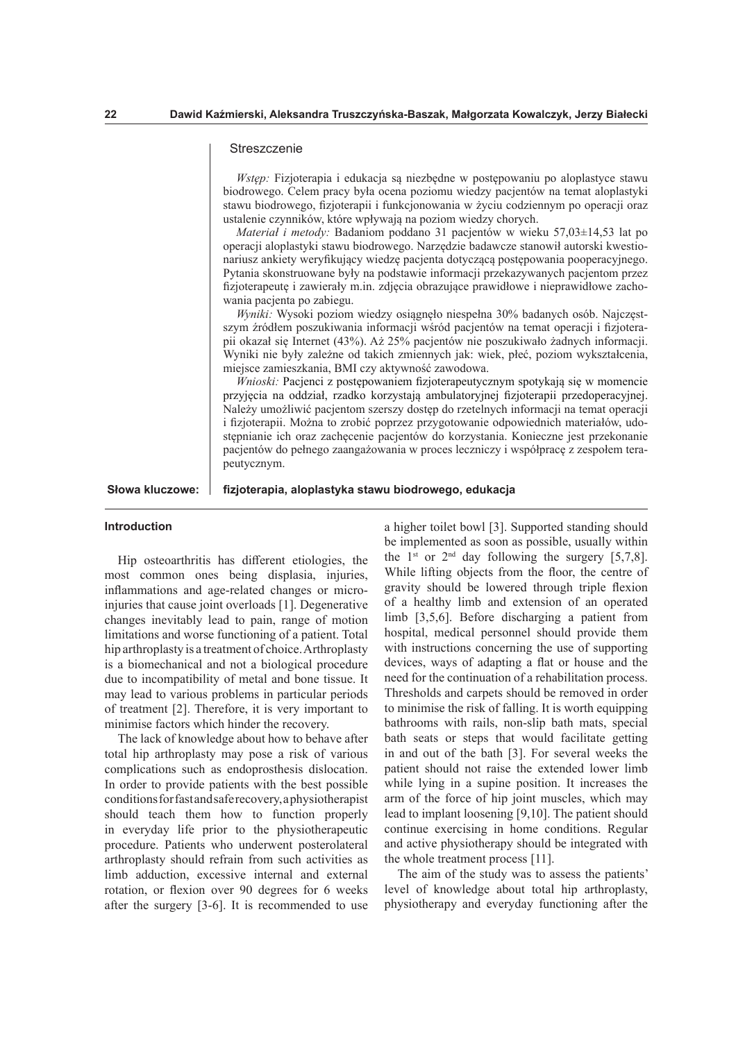## Streszczenie

*Wstęp:* Fizjoterapia i edukacja są niezbędne w postępowaniu po aloplastyce stawu biodrowego. Celem pracy była ocena poziomu wiedzy pacjentów na temat aloplastyki stawu biodrowego, fizjoterapii i funkcjonowania w życiu codziennym po operacji oraz ustalenie czynników, które wpływają na poziom wiedzy chorych.

*Materiał i metody:* Badaniom poddano 31 pacjentów w wieku 57,03±14,53 lat po operacji aloplastyki stawu biodrowego. Narzędzie badawcze stanowił autorski kwestionariusz ankiety weryfikujący wiedzę pacjenta dotyczącą postępowania pooperacyjnego. Pytania skonstruowane były na podstawie informacji przekazywanych pacjentom przez fizjoterapeutę i zawierały m.in. zdjęcia obrazujące prawidłowe i nieprawidłowe zachowania pacjenta po zabiegu.

*Wyniki:* Wysoki poziom wiedzy osiągnęło niespełna 30% badanych osób. Najczęstszym źródłem poszukiwania informacji wśród pacjentów na temat operacji i fizjoterapii okazał się Internet (43%). Aż 25% pacjentów nie poszukiwało żadnych informacji. Wyniki nie były zależne od takich zmiennych jak: wiek, płeć, poziom wykształcenia, miejsce zamieszkania, BMI czy aktywność zawodowa.

*Wnioski:* Pacjenci z postępowaniem fizjoterapeutycznym spotykają się w momencie przyjęcia na oddział, rzadko korzystają ambulatoryjnej fizjoterapii przedoperacyjnej. Należy umożliwić pacjentom szerszy dostęp do rzetelnych informacji na temat operacji i fizjoterapii. Można to zrobić poprzez przygotowanie odpowiednich materiałów, udostępnianie ich oraz zachęcenie pacjentów do korzystania. Konieczne jest przekonanie pacjentów do pełnego zaangażowania w proces leczniczy i współpracę z zespołem terapeutycznym.

**Słowa kluczowe:** **fizjoterapia, aloplastyka stawu biodrowego, edukacja**

## Introduction

Hip osteoarthritis has different etiologies, the most common ones being displasia, injuries, inflammations and age-related changes or microinjuries that cause joint overloads [1]. Degenerative changes inevitably lead to pain, range of motion limitations and worse functioning of a patient. Total hip arthroplasty is a treatment of choice. Arthroplasty is a biomechanical and not a biological procedure due to incompatibility of metal and bone tissue. It may lead to various problems in particular periods of treatment [2]. Therefore, it is very important to minimise factors which hinder the recovery.

The lack of knowledge about how to behave after total hip arthroplasty may pose a risk of various complications such as endoprosthesis dislocation. In order to provide patients with the best possible conditions for fast and safe recovery, a physiotherapist should teach them how to function properly in everyday life prior to the physiotherapeutic procedure. Patients who underwent posterolateral arthroplasty should refrain from such activities as limb adduction, excessive internal and external rotation, or flexion over 90 degrees for 6 weeks after the surgery [3-6]. It is recommended to use a higher toilet bowl [3]. Supported standing should be implemented as soon as possible, usually within the 1st or 2nd day following the surgery [5,7,8]. While lifting objects from the floor, the centre of gravity should be lowered through triple flexion of a healthy limb and extension of an operated limb [3,5,6]. Before discharging a patient from hospital, medical personnel should provide them with instructions concerning the use of supporting devices, ways of adapting a flat or house and the need for the continuation of a rehabilitation process. Thresholds and carpets should be removed in order to minimise the risk of falling. It is worth equipping bathrooms with rails, non-slip bath mats, special bath seats or steps that would facilitate getting in and out of the bath [3]. For several weeks the patient should not raise the extended lower limb while lying in a supine position. It increases the arm of the force of hip joint muscles, which may lead to implant loosening [9,10]. The patient should continue exercising in home conditions. Regular and active physiotherapy should be integrated with the whole treatment process [11].

The aim of the study was to assess the patients' level of knowledge about total hip arthroplasty, physiotherapy and everyday functioning after the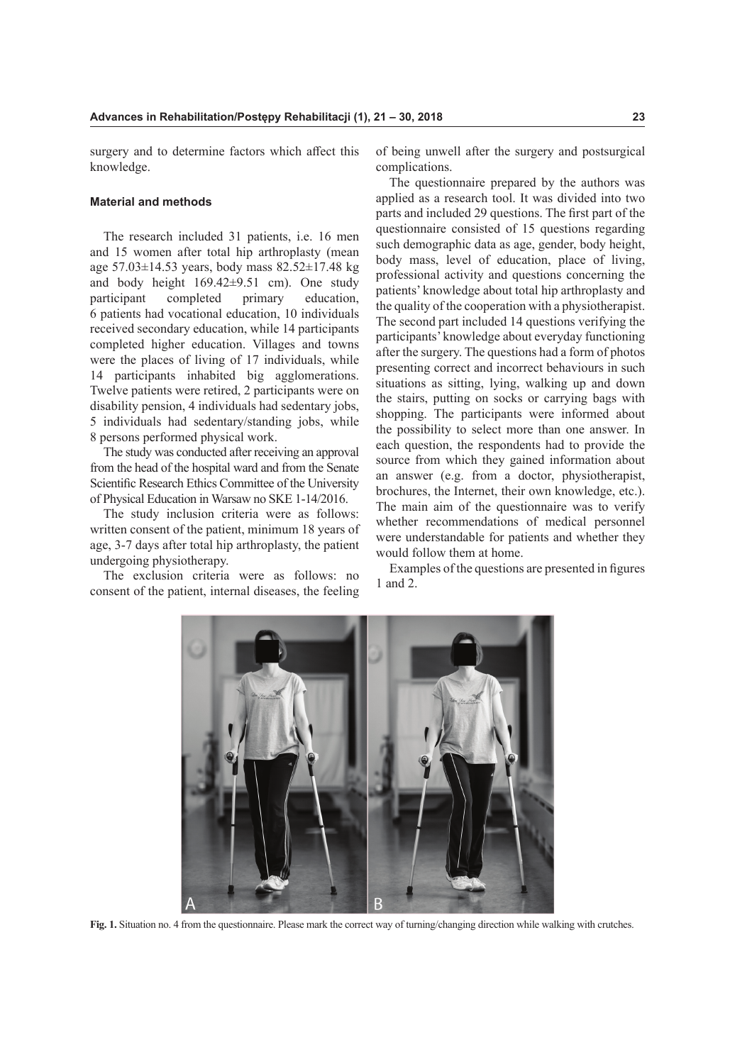surgery and to determine factors which affect this knowledge.

## Material and methods

The research included 31 patients, i.e. 16 men and 15 women after total hip arthroplasty (mean age 57.03±14.53 years, body mass 82.52±17.48 kg and body height 169.42±9.51 cm). One study participant completed primary education, 6 patients had vocational education, 10 individuals received secondary education, while 14 participants completed higher education. Villages and towns were the places of living of 17 individuals, while 14 participants inhabited big agglomerations. Twelve patients were retired, 2 participants were on disability pension, 4 individuals had sedentary jobs, 5 individuals had sedentary/standing jobs, while 8 persons performed physical work.

The study was conducted after receiving an approval from the head of the hospital ward and from the Senate Scientific Research Ethics Committee of the University of Physical Education in Warsaw no SKE 1-14/2016.

The study inclusion criteria were as follows: written consent of the patient, minimum 18 years of age, 3-7 days after total hip arthroplasty, the patient undergoing physiotherapy.

The exclusion criteria were as follows: no consent of the patient, internal diseases, the feeling of being unwell after the surgery and postsurgical complications.

The questionnaire prepared by the authors was applied as a research tool. It was divided into two parts and included 29 questions. The first part of the questionnaire consisted of 15 questions regarding such demographic data as age, gender, body height, body mass, level of education, place of living, professional activity and questions concerning the patients' knowledge about total hip arthroplasty and the quality of the cooperation with a physiotherapist. The second part included 14 questions verifying the participants' knowledge about everyday functioning after the surgery. The questions had a form of photos presenting correct and incorrect behaviours in such situations as sitting, lying, walking up and down the stairs, putting on socks or carrying bags with shopping. The participants were informed about the possibility to select more than one answer. In each question, the respondents had to provide the source from which they gained information about an answer (e.g. from a doctor, physiotherapist, brochures, the Internet, their own knowledge, etc.). The main aim of the questionnaire was to verify whether recommendations of medical personnel were understandable for patients and whether they would follow them at home.

Examples of the questions are presented in figures 1 and 2.

**Fig. 1.** Situation no. 4 from the questionnaire. Please mark the correct way of turning/changing direction while walking with crutches.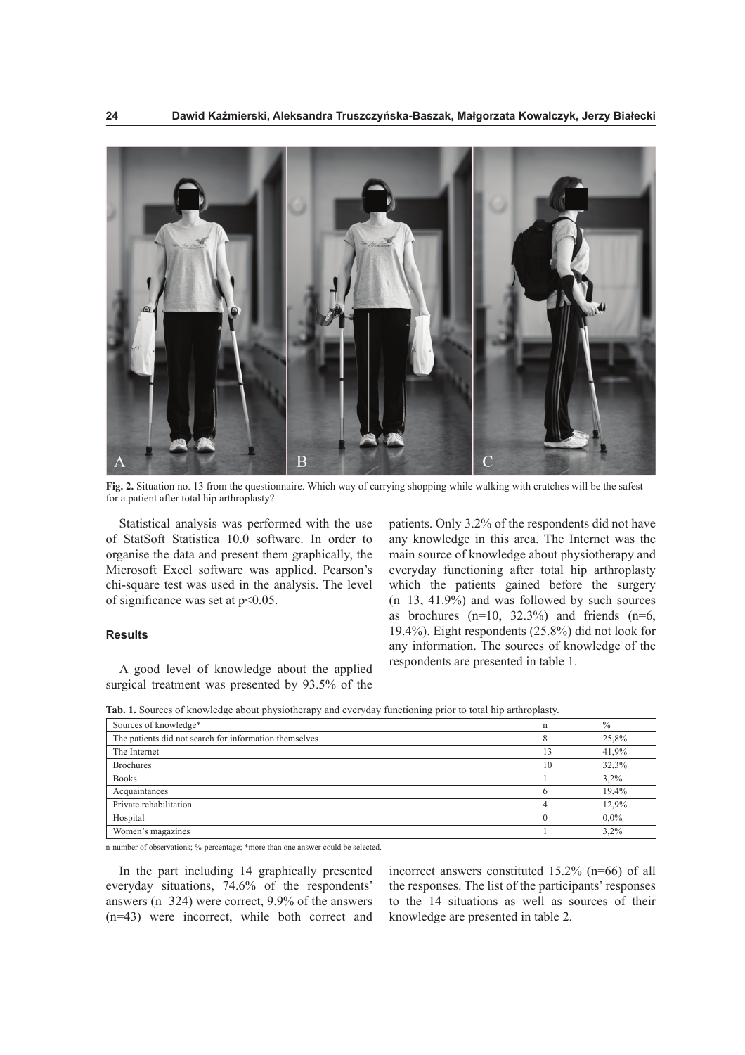**Fig. 2.** Situation no. 13 from the questionnaire. Which way of carrying shopping while walking with crutches will be the safest for a patient after total hip arthroplasty?

Statistical analysis was performed with the use of StatSoft Statistica 10.0 software. In order to organise the data and present them graphically, the Microsoft Excel software was applied. Pearson's chi-square test was used in the analysis. The level of significance was set at $p<0.05$.

## Results

A good level of knowledge about the applied surgical treatment was presented by 93.5% of the patients. Only 3.2% of the respondents did not have any knowledge in this area. The Internet was the main source of knowledge about physiotherapy and everyday functioning after total hip arthroplasty which the patients gained before the surgery (n=13, 41.9%) and was followed by such sources as brochures (n=10, 32.3%) and friends (n=6, 19.4%). Eight respondents (25.8%) did not look for any information. The sources of knowledge of the respondents are presented in table 1.

**Tab. 1.** Sources of knowledge about physiotherapy and everyday functioning prior to total hip arthroplasty.

| Sources of knowledge* | n | % |
|---|---|---|
| The patients did not search for information themselves | 8 | 25,8% |
| The Internet | 13 | 41,9% |
| Brochures | 10 | 32,3% |
| Books | 1 | 3,2% |
| Acquaintances | 6 | 19,4% |
| Private rehabilitation | 4 | 12,9% |
| Hospital | 0 | 0,0% |
| Women's magazines | 1 | 3,2% |

n-number of observations; %-percentage; *more than one answer could be selected.

In the part including 14 graphically presented everyday situations, 74.6% of the respondents' answers (n=324) were correct, 9.9% of the answers (n=43) were incorrect, while both correct and incorrect answers constituted 15.2% (n=66) of all the responses. The list of the participants' responses to the 14 situations as well as sources of their knowledge are presented in table 2.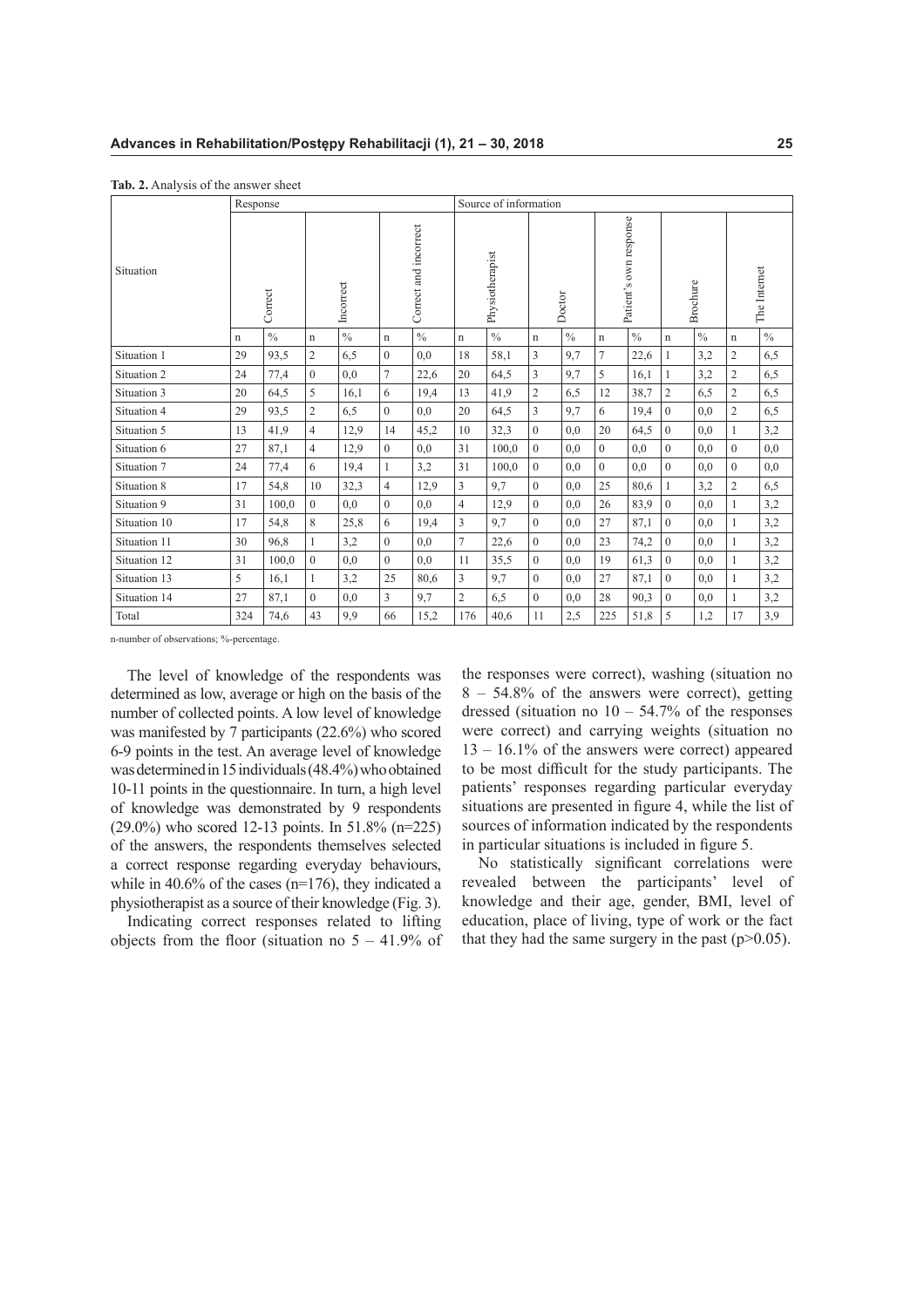**Tab. 2.** Analysis of the answer sheet

| Situation | Response | | | | | | Source of information | | | | | | | | | |
|---|---|---|---|---|---|---|---|---|---|---|---|---|---|---|---|---|
| | Correct | | Incorrect | | Correct and incorrect | | Physiotherapist | | Doctor | | Patient's own response | | Brochure | | The Internet | |
| | n | % | n | % | n | % | n | % | n | % | n | % | n | % | n | % |
| Situation 1 | 29 | 93,5 | 2 | 6,5 | 0 | 0,0 | 18 | 58,1 | 3 | 9,7 | 7 | 22,6 | 1 | 3,2 | 2 | 6,5 |
| Situation 2 | 24 | 77,4 | 0 | 0,0 | 7 | 22,6 | 20 | 64,5 | 3 | 9,7 | 5 | 16,1 | 1 | 3,2 | 2 | 6,5 |
| Situation 3 | 20 | 64,5 | 5 | 16,1 | 6 | 19,4 | 13 | 41,9 | 2 | 6,5 | 12 | 38,7 | 2 | 6,5 | 2 | 6,5 |
| Situation 4 | 29 | 93,5 | 2 | 6,5 | 0 | 0,0 | 20 | 64,5 | 3 | 9,7 | 6 | 19,4 | 0 | 0,0 | 2 | 6,5 |
| Situation 5 | 13 | 41,9 | 4 | 12,9 | 14 | 45,2 | 10 | 32,3 | 0 | 0,0 | 20 | 64,5 | 0 | 0,0 | 1 | 3,2 |
| Situation 6 | 27 | 87,1 | 4 | 12,9 | 0 | 0,0 | 31 | 100,0 | 0 | 0,0 | 0 | 0,0 | 0 | 0,0 | 0 | 0,0 |
| Situation 7 | 24 | 77,4 | 6 | 19,4 | 1 | 3,2 | 31 | 100,0 | 0 | 0,0 | 0 | 0,0 | 0 | 0,0 | 0 | 0,0 |
| Situation 8 | 17 | 54,8 | 10 | 32,3 | 4 | 12,9 | 3 | 9,7 | 0 | 0,0 | 25 | 80,6 | 1 | 3,2 | 2 | 6,5 |
| Situation 9 | 31 | 100,0 | 0 | 0,0 | 0 | 0,0 | 4 | 12,9 | 0 | 0,0 | 26 | 83,9 | 0 | 0,0 | 1 | 3,2 |
| Situation 10 | 17 | 54,8 | 8 | 25,8 | 6 | 19,4 | 3 | 9,7 | 0 | 0,0 | 27 | 87,1 | 0 | 0,0 | 1 | 3,2 |
| Situation 11 | 30 | 96,8 | 1 | 3,2 | 0 | 0,0 | 7 | 22,6 | 0 | 0,0 | 23 | 74,2 | 0 | 0,0 | 1 | 3,2 |
| Situation 12 | 31 | 100,0 | 0 | 0,0 | 0 | 0,0 | 11 | 35,5 | 0 | 0,0 | 19 | 61,3 | 0 | 0,0 | 1 | 3,2 |
| Situation 13 | 5 | 16,1 | 1 | 3,2 | 25 | 80,6 | 3 | 9,7 | 0 | 0,0 | 27 | 87,1 | 0 | 0,0 | 1 | 3,2 |
| Situation 14 | 27 | 87,1 | 0 | 0,0 | 3 | 9,7 | 2 | 6,5 | 0 | 0,0 | 28 | 90,3 | 0 | 0,0 | 1 | 3,2 |
| Total | 324 | 74,6 | 43 | 9,9 | 66 | 15,2 | 176 | 40,6 | 11 | 2,5 | 225 | 51,8 | 5 | 1,2 | 17 | 3,9 |

n-number of observations; %-percentage.

The level of knowledge of the respondents was determined as low, average or high on the basis of the number of collected points. A low level of knowledge was manifested by 7 participants (22.6%) who scored 6-9 points in the test. An average level of knowledge was determined in 15 individuals (48.4%) who obtained 10-11 points in the questionnaire. In turn, a high level of knowledge was demonstrated by 9 respondents (29.0%) who scored 12-13 points. In 51.8% (n=225) of the answers, the respondents themselves selected a correct response regarding everyday behaviours, while in 40.6% of the cases (n=176), they indicated a physiotherapist as a source of their knowledge (Fig. 3).

Indicating correct responses related to lifting objects from the floor (situation no 5 – 41.9% of the responses were correct), washing (situation no 8 – 54.8% of the answers were correct), getting dressed (situation no 10 – 54.7% of the responses were correct) and carrying weights (situation no 13 – 16.1% of the answers were correct) appeared to be most difficult for the study participants. The patients' responses regarding particular everyday situations are presented in figure 4, while the list of sources of information indicated by the respondents in particular situations is included in figure 5.

No statistically significant correlations were revealed between the participants' level of knowledge and their age, gender, BMI, level of education, place of living, type of work or the fact that they had the same surgery in the past ($p>0.05$).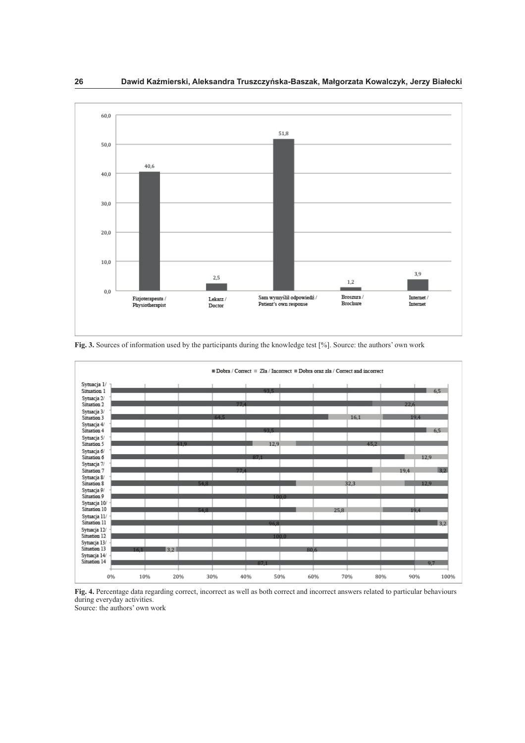Fig. 3. Sources of information used by the participants during the knowledge test [%]. Source: the authors' own work

Fig. 4. Percentage data regarding correct, incorrect as well as both correct and incorrect answers related to particular behaviours during everyday activities.
Source: the authors' own work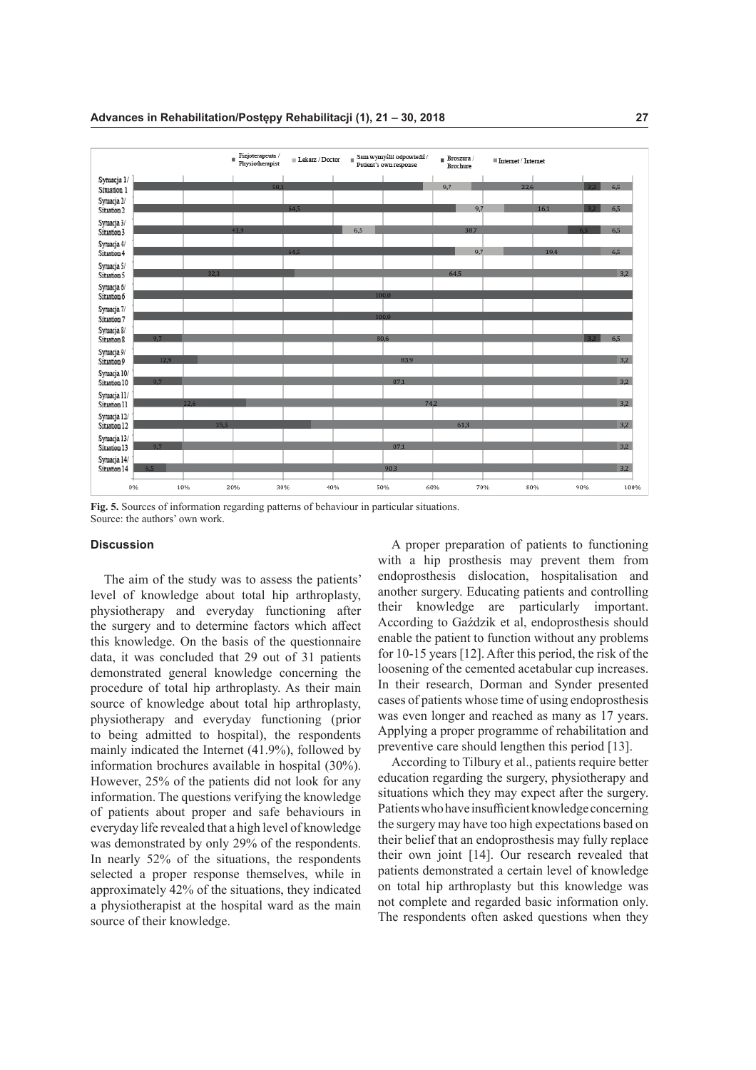| | Fizjoterapeuta / Physiotherapist | Lekarz / Doctor | Sam wymyślił odpowiedź / Patient's own response | Broszura / Brochure | Internet / Internet |
|---|---|---|---|---|---|
| Sytuacja 1/ Situation 1 | 58,1 | 9,7 | 22,6 | 3,2 | 6,5 |
| Sytuacja 2/ Situation 2 | 64,5 | 9,7 | 16,1 | 3,2 | 6,5 |
| Sytuacja 3/ Situation 3 | 41,9 | 6,5 | 38,7 | 6,5 | 6,5 |
| Sytuacja 4/ Situation 4 | 64,5 | 9,7 | 19,4 | | 6,5 |
| Sytuacja 5/ Situation 5 | 32,3 | | 64,5 | | 3,2 |
| Sytuacja 6/ Situation 6 | 100,0 | | | | |
| Sytuacja 7/ Situation 7 | 100,0 | | | | |
| Sytuacja 8/ Situation 8 | 9,7 | | 80,6 | 3,2 | 6,5 |
| Sytuacja 9/ Situation 9 | 12,9 | | 83,9 | | 3,2 |
| Sytuacja 10/ Situation 10 | 9,7 | | 87,1 | | 3,2 |
| Sytuacja 11/ Situation 11 | 22,6 | | 74,2 | | 3,2 |
| Sytuacja 12/ Situation 12 | 35,5 | | 61,3 | | 3,2 |
| Sytuacja 13/ Situation 13 | 9,7 | | 87,1 | | 3,2 |
| Sytuacja 14/ Situation 14 | 6,5 | | 90,3 | | 3,2 |

**Fig. 5.** Sources of information regarding patterns of behaviour in particular situations.
Source: the authors' own work.

### Discussion

The aim of the study was to assess the patients' level of knowledge about total hip arthroplasty, physiotherapy and everyday functioning after the surgery and to determine factors which affect this knowledge. On the basis of the questionnaire data, it was concluded that 29 out of 31 patients demonstrated general knowledge concerning the procedure of total hip arthroplasty. As their main source of knowledge about total hip arthroplasty, physiotherapy and everyday functioning (prior to being admitted to hospital), the respondents mainly indicated the Internet (41.9%), followed by information brochures available in hospital (30%). However, 25% of the patients did not look for any information. The questions verifying the knowledge of patients about proper and safe behaviours in everyday life revealed that a high level of knowledge was demonstrated by only 29% of the respondents. In nearly 52% of the situations, the respondents selected a proper response themselves, while in approximately 42% of the situations, they indicated a physiotherapist at the hospital ward as the main source of their knowledge.

A proper preparation of patients to functioning with a hip prosthesis may prevent them from endoprosthesis dislocation, hospitalisation and another surgery. Educating patients and controlling their knowledge are particularly important. According to Gaździk et al, endoprosthesis should enable the patient to function without any problems for 10-15 years [12]. After this period, the risk of the loosening of the cemented acetabular cup increases. In their research, Dorman and Synder presented cases of patients whose time of using endoprosthesis was even longer and reached as many as 17 years. Applying a proper programme of rehabilitation and preventive care should lengthen this period [13].

According to Tilbury et al., patients require better education regarding the surgery, physiotherapy and situations which they may expect after the surgery. Patients who have insufficient knowledge concerning the surgery may have too high expectations based on their belief that an endoprosthesis may fully replace their own joint [14]. Our research revealed that patients demonstrated a certain level of knowledge on total hip arthroplasty but this knowledge was not complete and regarded basic information only. The respondents often asked questions when they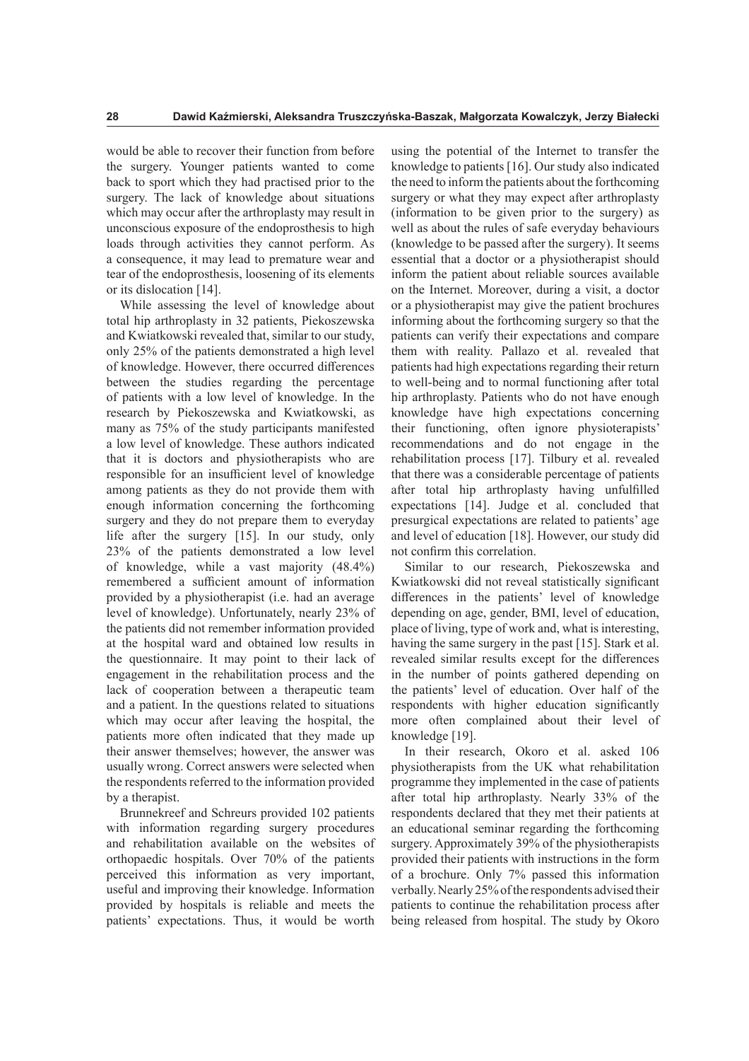would be able to recover their function from before the surgery. Younger patients wanted to come back to sport which they had practised prior to the surgery. The lack of knowledge about situations which may occur after the arthroplasty may result in unconscious exposure of the endoprosthesis to high loads through activities they cannot perform. As a consequence, it may lead to premature wear and tear of the endoprosthesis, loosening of its elements or its dislocation [14].

While assessing the level of knowledge about total hip arthroplasty in 32 patients, Piekoszewska and Kwiatkowski revealed that, similar to our study, only 25% of the patients demonstrated a high level of knowledge. However, there occurred differences between the studies regarding the percentage of patients with a low level of knowledge. In the research by Piekoszewska and Kwiatkowski, as many as 75% of the study participants manifested a low level of knowledge. These authors indicated that it is doctors and physiotherapists who are responsible for an insufficient level of knowledge among patients as they do not provide them with enough information concerning the forthcoming surgery and they do not prepare them to everyday life after the surgery [15]. In our study, only 23% of the patients demonstrated a low level of knowledge, while a vast majority (48.4%) remembered a sufficient amount of information provided by a physiotherapist (i.e. had an average level of knowledge). Unfortunately, nearly 23% of the patients did not remember information provided at the hospital ward and obtained low results in the questionnaire. It may point to their lack of engagement in the rehabilitation process and the lack of cooperation between a therapeutic team and a patient. In the questions related to situations which may occur after leaving the hospital, the patients more often indicated that they made up their answer themselves; however, the answer was usually wrong. Correct answers were selected when the respondents referred to the information provided by a therapist.

Brunnekreef and Schreurs provided 102 patients with information regarding surgery procedures and rehabilitation available on the websites of orthopaedic hospitals. Over 70% of the patients perceived this information as very important, useful and improving their knowledge. Information provided by hospitals is reliable and meets the patients' expectations. Thus, it would be worth using the potential of the Internet to transfer the knowledge to patients [16]. Our study also indicated the need to inform the patients about the forthcoming surgery or what they may expect after arthroplasty (information to be given prior to the surgery) as well as about the rules of safe everyday behaviours (knowledge to be passed after the surgery). It seems essential that a doctor or a physiotherapist should inform the patient about reliable sources available on the Internet. Moreover, during a visit, a doctor or a physiotherapist may give the patient brochures informing about the forthcoming surgery so that the patients can verify their expectations and compare them with reality. Pallazo et al. revealed that patients had high expectations regarding their return to well-being and to normal functioning after total hip arthroplasty. Patients who do not have enough knowledge have high expectations concerning their functioning, often ignore physioterapists' recommendations and do not engage in the rehabilitation process [17]. Tilbury et al. revealed that there was a considerable percentage of patients after total hip arthroplasty having unfulfilled expectations [14]. Judge et al. concluded that presurgical expectations are related to patients' age and level of education [18]. However, our study did not confirm this correlation.

Similar to our research, Piekoszewska and Kwiatkowski did not reveal statistically significant differences in the patients' level of knowledge depending on age, gender, BMI, level of education, place of living, type of work and, what is interesting, having the same surgery in the past [15]. Stark et al. revealed similar results except for the differences in the number of points gathered depending on the patients' level of education. Over half of the respondents with higher education significantly more often complained about their level of knowledge [19].

In their research, Okoro et al. asked 106 physiotherapists from the UK what rehabilitation programme they implemented in the case of patients after total hip arthroplasty. Nearly 33% of the respondents declared that they met their patients at an educational seminar regarding the forthcoming surgery. Approximately 39% of the physiotherapists provided their patients with instructions in the form of a brochure. Only 7% passed this information verbally. Nearly 25% of the respondents advised their patients to continue the rehabilitation process after being released from hospital. The study by Okoro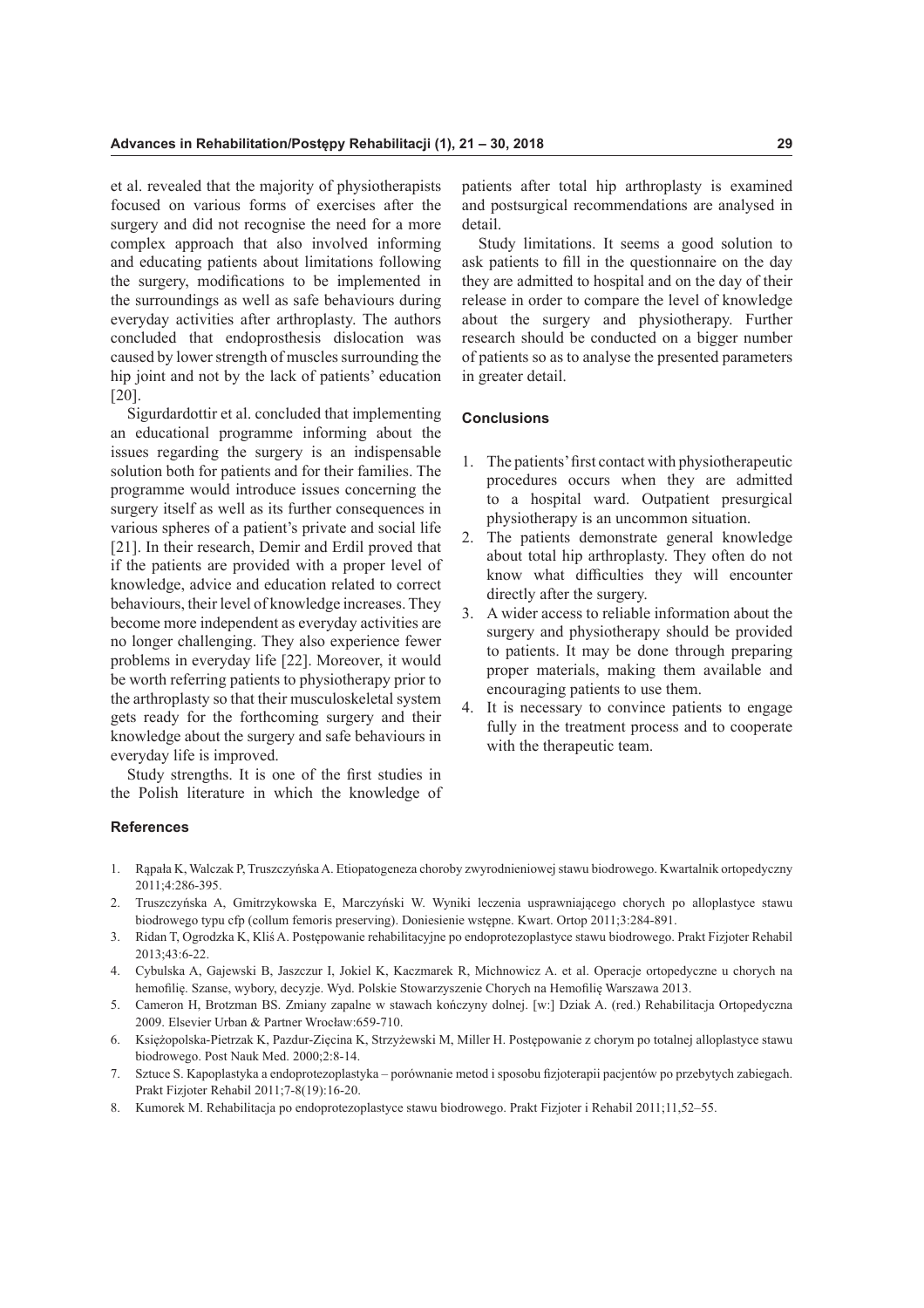et al. revealed that the majority of physiotherapists focused on various forms of exercises after the surgery and did not recognise the need for a more complex approach that also involved informing and educating patients about limitations following the surgery, modifications to be implemented in the surroundings as well as safe behaviours during everyday activities after arthroplasty. The authors concluded that endoprosthesis dislocation was caused by lower strength of muscles surrounding the hip joint and not by the lack of patients' education [20].

Sigurdardottir et al. concluded that implementing an educational programme informing about the issues regarding the surgery is an indispensable solution both for patients and for their families. The programme would introduce issues concerning the surgery itself as well as its further consequences in various spheres of a patient's private and social life [21]. In their research, Demir and Erdil proved that if the patients are provided with a proper level of knowledge, advice and education related to correct behaviours, their level of knowledge increases. They become more independent as everyday activities are no longer challenging. They also experience fewer problems in everyday life [22]. Moreover, it would be worth referring patients to physiotherapy prior to the arthroplasty so that their musculoskeletal system gets ready for the forthcoming surgery and their knowledge about the surgery and safe behaviours in everyday life is improved.

Study strengths. It is one of the first studies in the Polish literature in which the knowledge of patients after total hip arthroplasty is examined and postsurgical recommendations are analysed in detail.

Study limitations. It seems a good solution to ask patients to fill in the questionnaire on the day they are admitted to hospital and on the day of their release in order to compare the level of knowledge about the surgery and physiotherapy. Further research should be conducted on a bigger number of patients so as to analyse the presented parameters in greater detail.

#### Conclusions

1. The patients' first contact with physiotherapeutic procedures occurs when they are admitted to a hospital ward. Outpatient presurgical physiotherapy is an uncommon situation.
2. The patients demonstrate general knowledge about total hip arthroplasty. They often do not know what difficulties they will encounter directly after the surgery.
3. A wider access to reliable information about the surgery and physiotherapy should be provided to patients. It may be done through preparing proper materials, making them available and encouraging patients to use them.
4. It is necessary to convince patients to engage fully in the treatment process and to cooperate with the therapeutic team.

#### References

1. Rąpała K, Walczak P, Truszczyńska A. Etiopatogeneza choroby zwyrodnieniowej stawu biodrowego. Kwartalnik ortopedyczny 2011;4:286-395.
2. Truszczyńska A, Gmitrzykowska E, Marczyński W. Wyniki leczenia usprawniającego chorych po alloplastyce stawu biodrowego typu cfp (collum femoris preserving). Doniesienie wstępne. Kwart. Ortop 2011;3:284-891.
3. Ridan T, Ogrodzka K, Kliś A. Postępowanie rehabilitacyjne po endoprotezoplastyce stawu biodrowego. Prakt Fizjoter Rehabil 2013;43:6-22.
4. Cybulska A, Gajewski B, Jaszczur I, Jokiel K, Kaczmarek R, Michnowicz A. et al. Operacje ortopedyczne u chorych na hemofilię. Szanse, wybory, decyzje. Wyd. Polskie Stowarzyszenie Chorych na Hemofilię Warszawa 2013.
5. Cameron H, Brotzman BS. Zmiany zapalne w stawach kończyny dolnej. [w:] Dziak A. (red.) Rehabilitacja Ortopedyczna 2009. Elsevier Urban & Partner Wrocław:659-710.
6. Księżopolska-Pietrzak K, Pazdur-Zięcina K, Strzyżewski M, Miller H. Postępowanie z chorym po totalnej alloplastyce stawu biodrowego. Post Nauk Med. 2000;2:8-14.
7. Sztuce S. Kapoplastyka a endoprotezoplastyka – porównanie metod i sposobu fizjoterapii pacjentów po przebytych zabiegach. Prakt Fizjoter Rehabil 2011;7-8(19):16-20.
8. Kumorek M. Rehabilitacja po endoprotezoplastyce stawu biodrowego. Prakt Fizjoter i Rehabil 2011;11,52–55.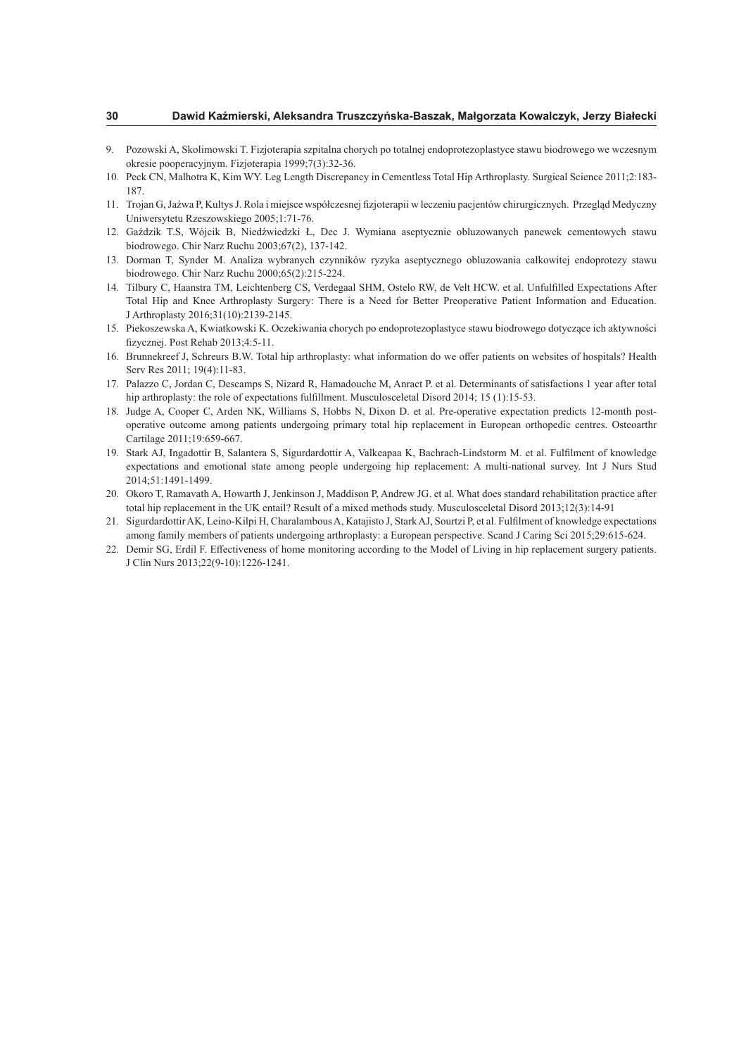9. Pozowski A, Skolimowski T. Fizjoterapia szpitalna chorych po totalnej endoprotezoplastyce stawu biodrowego we wczesnym okresie pooperacyjnym. Fizjoterapia 1999;7(3):32-36.
10. Peck CN, Malhotra K, Kim WY. Leg Length Discrepancy in Cementless Total Hip Arthroplasty. Surgical Science 2011;2:183-187.
11. Trojan G, Jaźwa P, Kultys J. Rola i miejsce współczesnej fizjoterapii w leczeniu pacjentów chirurgicznych. Przegląd Medyczny Uniwersytetu Rzeszowskiego 2005;1:71-76.
12. Gaździk T.S, Wójcik B, Niedźwiedzki Ł, Dec J. Wymiana aseptycznie obluzowanych panewek cementowych stawu biodrowego. Chir Narz Ruchu 2003;67(2), 137-142.
13. Dorman T, Synder M. Analiza wybranych czynników ryzyka aseptycznego obluzowania całkowitej endoprotezy stawu biodrowego. Chir Narz Ruchu 2000;65(2):215-224.
14. Tilbury C, Haanstra TM, Leichtenberg CS, Verdegaal SHM, Ostelo RW, de Velt HCW. et al. Unfulfilled Expectations After Total Hip and Knee Arthroplasty Surgery: There is a Need for Better Preoperative Patient Information and Education. J Arthroplasty 2016;31(10):2139-2145.
15. Piekoszewska A, Kwiatkowski K. Oczekiwania chorych po endoprotezoplastyce stawu biodrowego dotyczące ich aktywności fizycznej. Post Rehab 2013;4:5-11.
16. Brunnekreef J, Schreurs B.W. Total hip arthroplasty: what information do we offer patients on websites of hospitals? Health Serv Res 2011; 19(4):11-83.
17. Palazzo C, Jordan C, Descamps S, Nizard R, Hamadouche M, Anract P. et al. Determinants of satisfactions 1 year after total hip arthroplasty: the role of expectations fulfillment. Musculosceletal Disord 2014; 15 (1):15-53.
18. Judge A, Cooper C, Arden NK, Williams S, Hobbs N, Dixon D. et al. Pre-operative expectation predicts 12-month post-operative outcome among patients undergoing primary total hip replacement in European orthopedic centres. Osteoarthr Cartilage 2011;19:659-667.
19. Stark AJ, Ingadottir B, Salantera S, Sigurdardottir A, Valkeapaa K, Bachrach-Lindstorm M. et al. Fulfilment of knowledge expectations and emotional state among people undergoing hip replacement: A multi-national survey. Int J Nurs Stud 2014;51:1491-1499.
20. Okoro T, Ramavath A, Howarth J, Jenkinson J, Maddison P, Andrew JG. et al. What does standard rehabilitation practice after total hip replacement in the UK entail? Result of a mixed methods study. Musculosceletal Disord 2013;12(3):14-91
21. Sigurdardottir AK, Leino-Kilpi H, Charalambous A, Katajisto J, Stark AJ, Sourtzi P, et al. Fulfilment of knowledge expectations among family members of patients undergoing arthroplasty: a European perspective. Scand J Caring Sci 2015;29:615-624.
22. Demir SG, Erdil F. Effectiveness of home monitoring according to the Model of Living in hip replacement surgery patients. J Clin Nurs 2013;22(9-10):1226-1241.